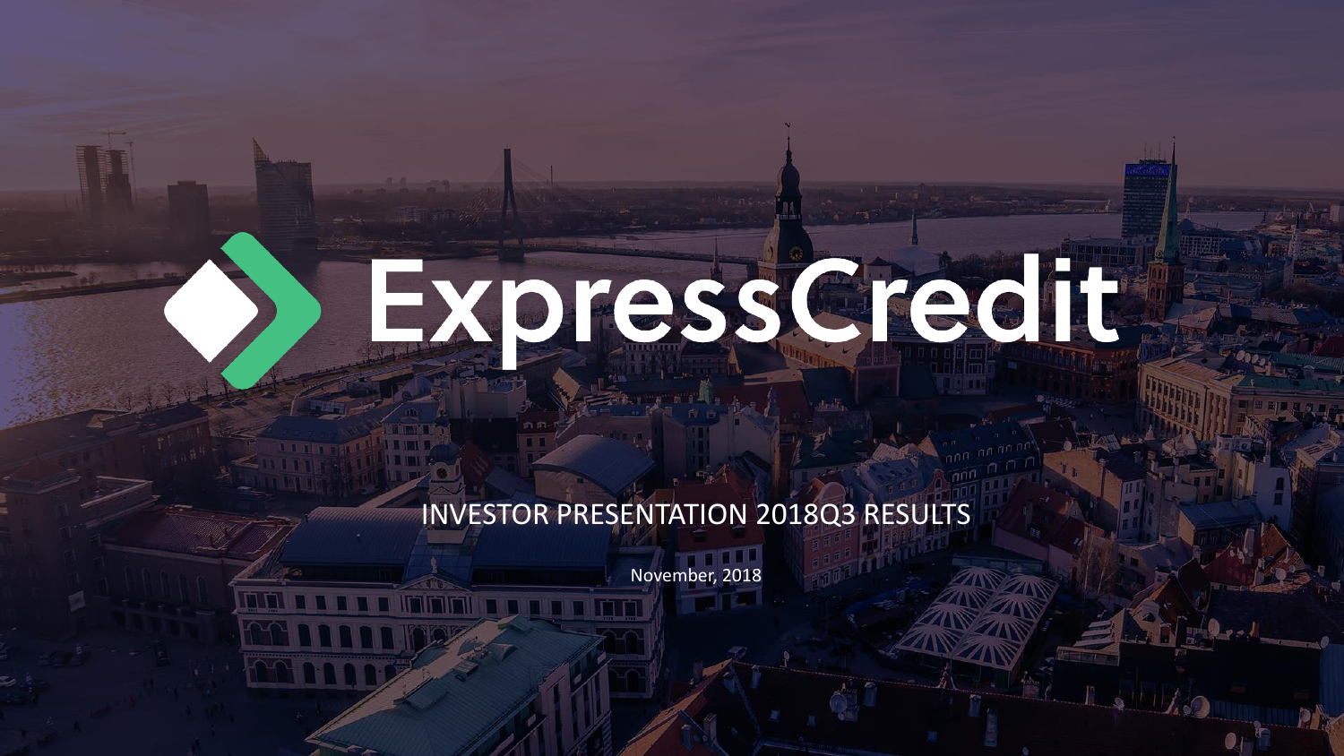# ExpressCredit

## INVESTOR PRESENTATION 2018Q3 RESULTS

November, 2018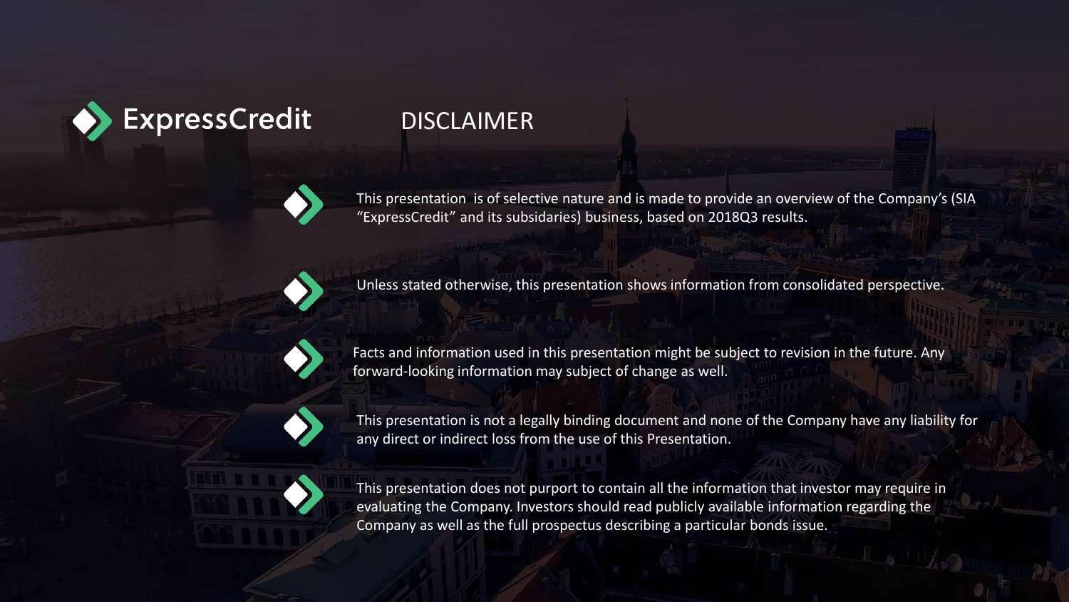ExpressCredit

# DISCLAIMER

- This presentation is of selective nature and is made to provide an overview of the Company's (SIA "ExpressCredit" and its subsidaries) business, based on 2018Q3 results.
- Unless stated otherwise, this presentation shows information from consolidated perspective.
- Facts and information used in this presentation might be subject to revision in the future. Any forward-looking information may subject of change as well.
- This presentation is not a legally binding document and none of the Company have any liability for any direct or indirect loss from the use of this Presentation.
- This presentation does not purport to contain all the information that investor may require in evaluating the Company. Investors should read publicly available information regarding the Company as well as the full prospectus describing a particular bonds issue.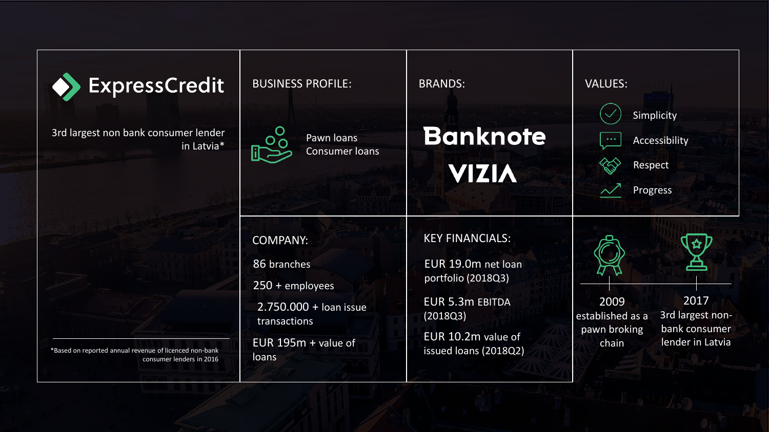# ExpressCredit

3rd largest non bank consumer lender in Latvia*

*Based on reported annual revenue of licenced non-bank consumer lenders in 2016

## BUSINESS PROFILE:

- Pawn loans
- Consumer loans

## BRANDS:

- Banknote
- VIZIA

## VALUES:

- Simplicity
- Accessibility
- Respect
- Progress

## COMPANY:

- 86 branches
- 250 + employees
- 2.750.000 + loan issue transactions
- EUR 195m + value of loans

## KEY FINANCIALS:

- EUR 19.0m net loan portfolio (2018Q3)
- EUR 5.3m EBITDA (2018Q3)
- EUR 10.2m value of issued loans (2018Q2)

**2009** established as a pawn broking chain

**2017** 3rd largest non-bank consumer lender in Latvia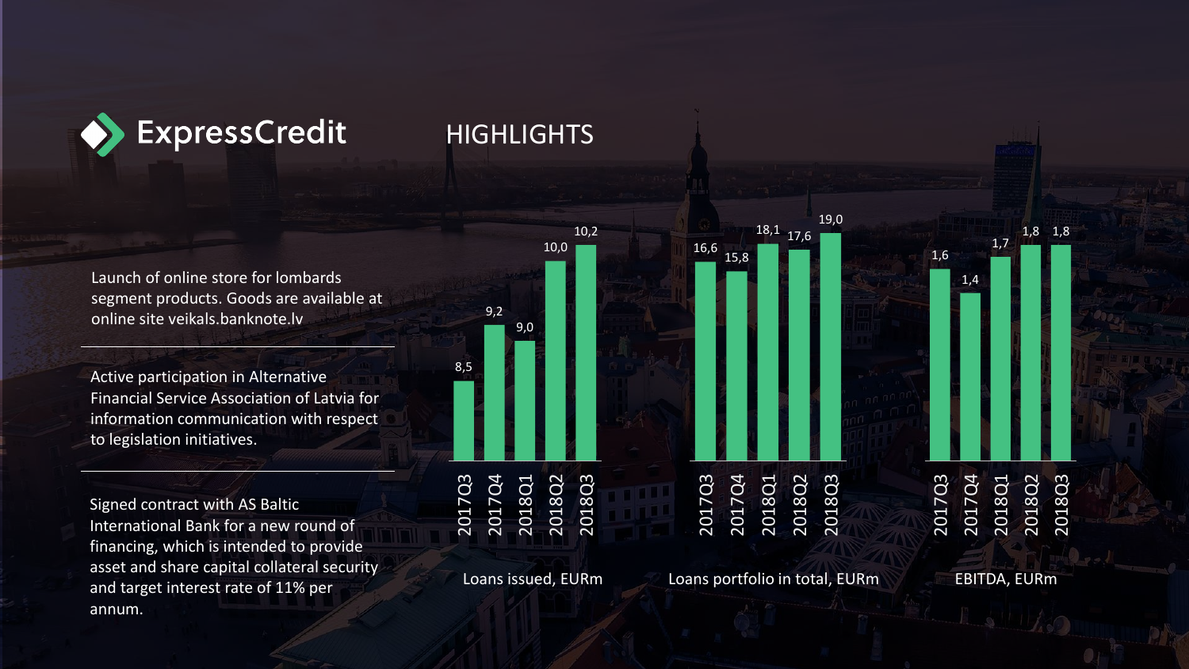# ExpressCredit

## HIGHLIGHTS

Launch of online store for lombards segment products. Goods are available at online site veikals.banknote.lv

---

Active participation in Alternative Financial Service Association of Latvia for information communication with respect to legislation initiatives.

---

Signed contract with AS Baltic International Bank for a new round of financing, which is intended to provide asset and share capital collateral security and target interest rate of 11% per annum.

| | 2017Q3 | 2017Q4 | 2018Q1 | 2018Q2 | 2018Q3 |
|---|---|---|---|---|---|
| Loans issued, EURm | 8,5 | 9,2 | 9,0 | 10,0 | 10,2 |
| Loans portfolio in total, EURm | 16,6 | 15,8 | 18,1 | 17,6 | 19,0 |
| EBITDA, EURm | 1,6 | 1,4 | 1,7 | 1,8 | 1,8 |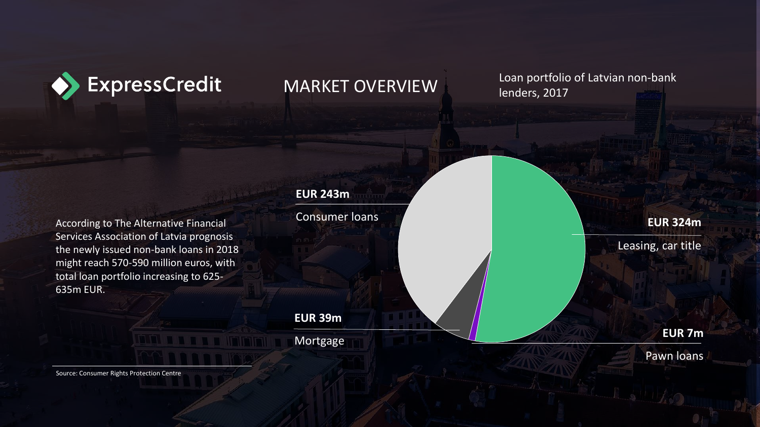ExpressCredit

# MARKET OVERVIEW

Loan portfolio of Latvian non-bank lenders, 2017

**EUR 243m**
Consumer loans

**EUR 324m**
Leasing, car title

**EUR 39m**
Mortgage

**EUR 7m**
Pawn loans

According to The Alternative Financial Services Association of Latvia prognosis the newly issued non-bank loans in 2018 might reach 570-590 million euros, with total loan portfolio increasing to 625-635m EUR.

Source: Consumer Rights Protection Centre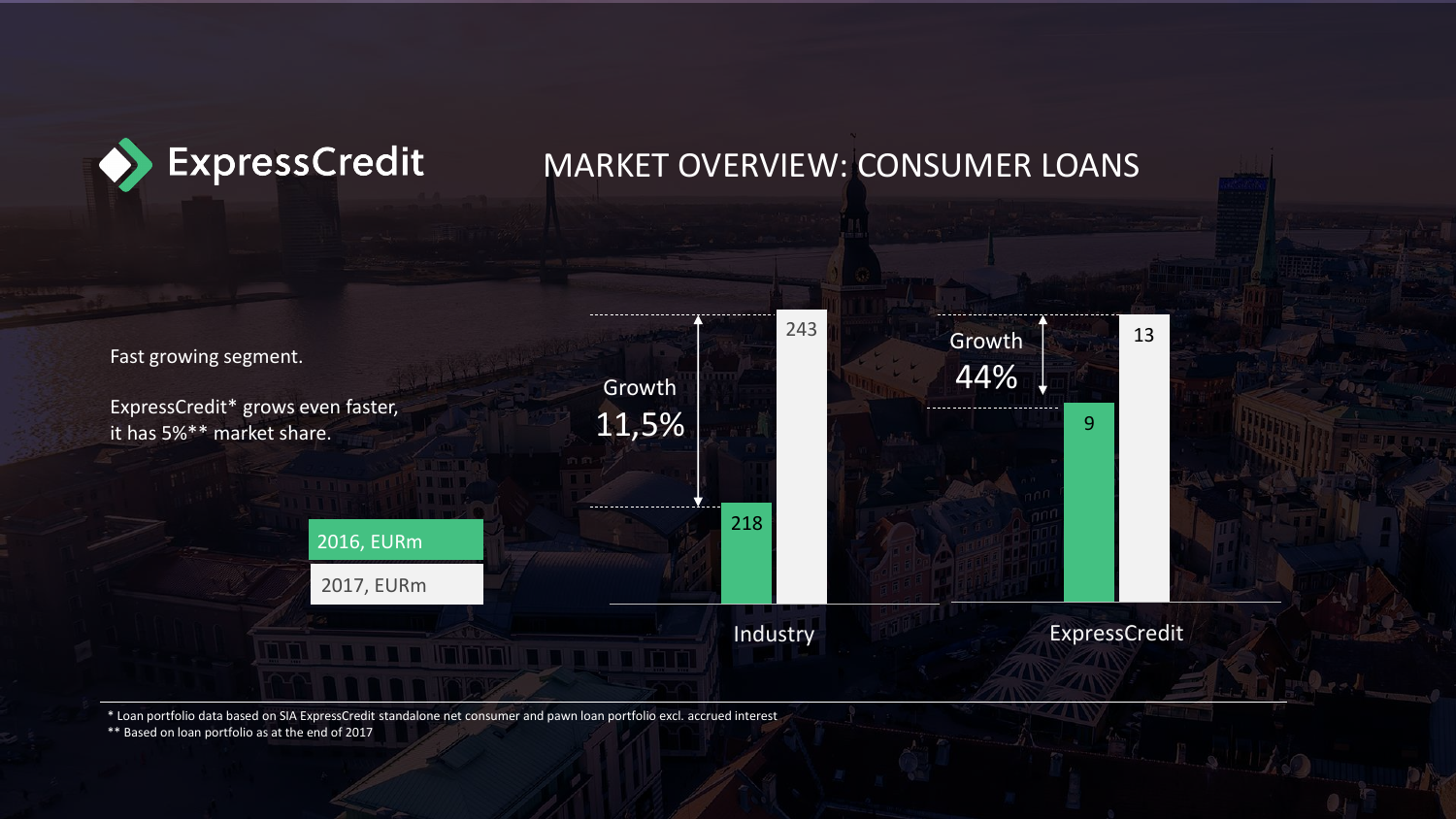ExpressCredit

# MARKET OVERVIEW: CONSUMER LOANS

Fast growing segment.

ExpressCredit* grows even faster, it has 5%** market share.

| | 2016, EURm | 2017, EURm | Growth |
|---|---|---|---|
| Industry | 218 | 243 | 11,5% |
| ExpressCredit | 9 | 13 | 44% |

\* Loan portfolio data based on SIA ExpressCredit standalone net consumer and pawn loan portfolio excl. accrued interest
\*\* Based on loan portfolio as at the end of 2017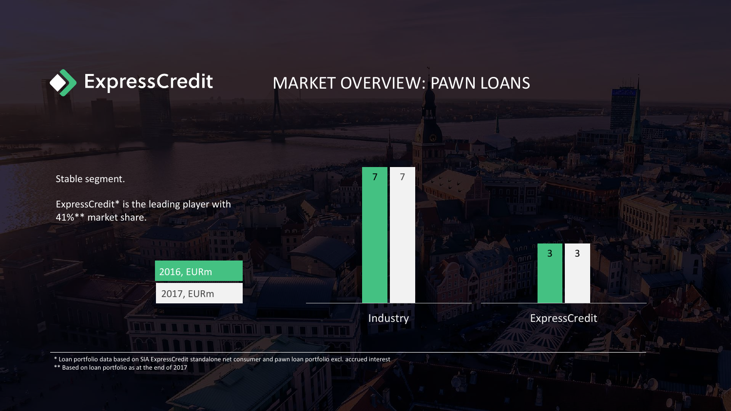# MARKET OVERVIEW: PAWN LOANS

Stable segment.

ExpressCredit* is the leading player with 41%** market share.

| | 2016, EURm | 2017, EURm |
|---|---|---|
| Industry | 7 | 7 |
| ExpressCredit | 3 | 3 |

* Loan portfolio data based on SIA ExpressCredit standalone net consumer and pawn loan portfolio excl. accrued interest

** Based on loan portfolio as at the end of 2017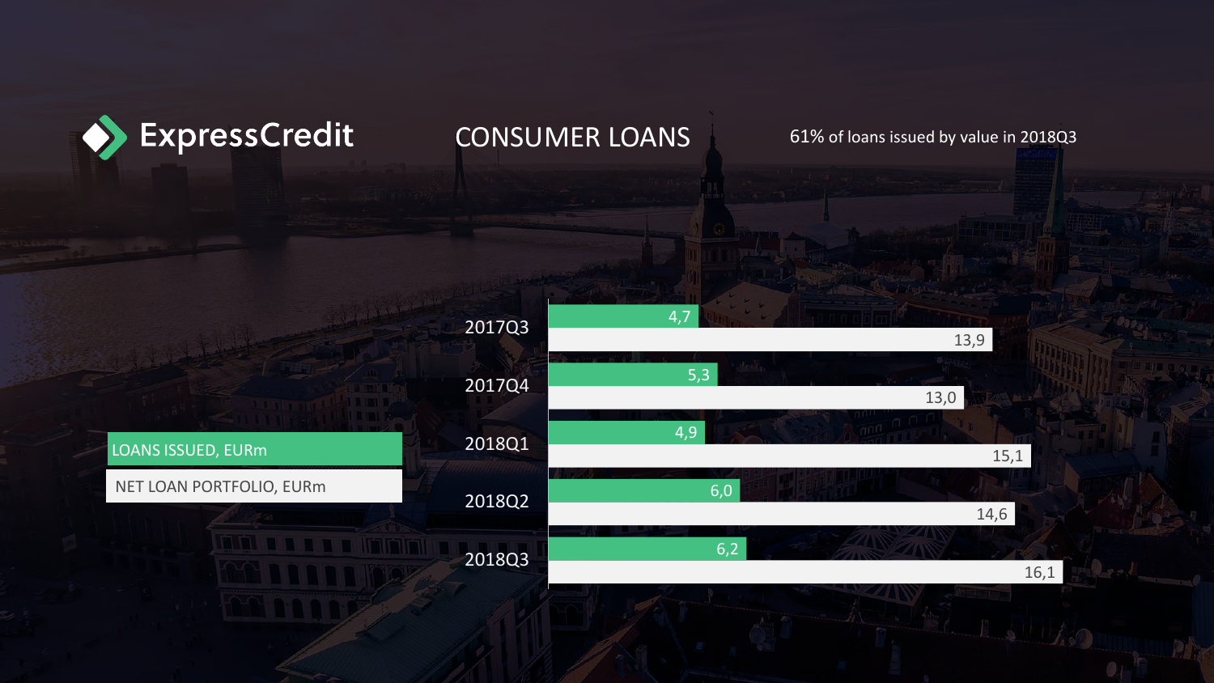ExpressCredit

# CONSUMER LOANS

61% of loans issued by value in 2018Q3

| | LOANS ISSUED, EURm | NET LOAN PORTFOLIO, EURm |
|---|---|---|
| 2017Q3 | 4,7 | 13,9 |
| 2017Q4 | 5,3 | 13,0 |
| 2018Q1 | 4,9 | 15,1 |
| 2018Q2 | 6,0 | 14,6 |
| 2018Q3 | 6,2 | 16,1 |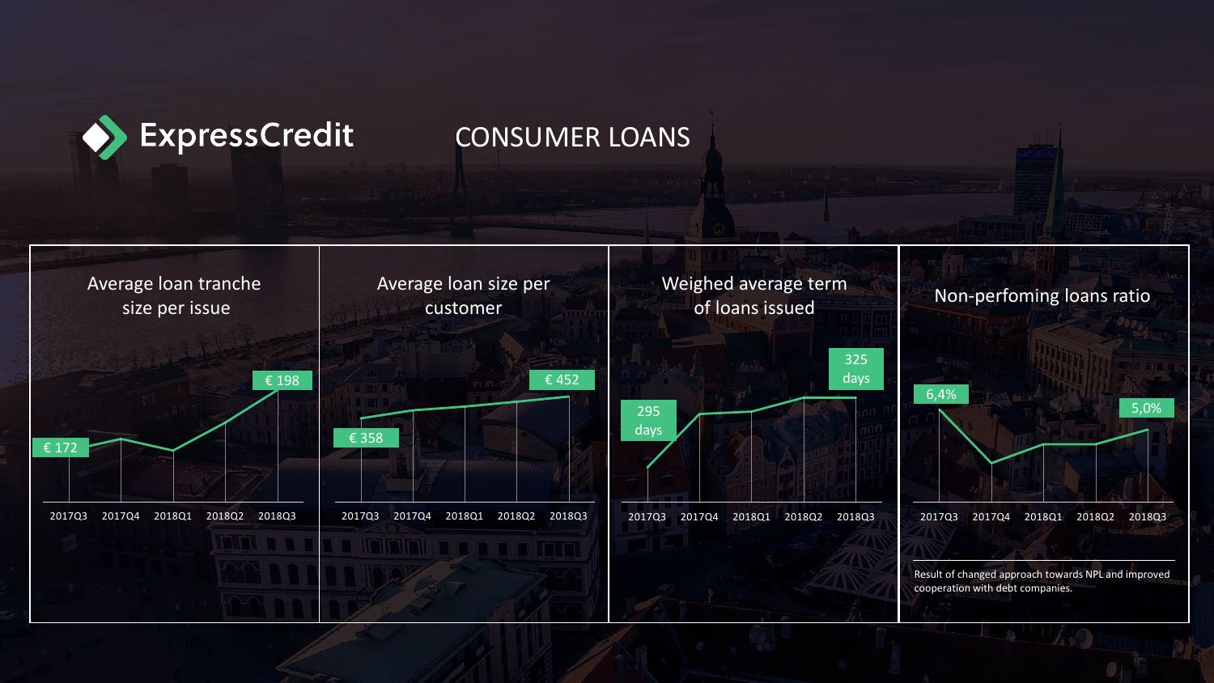# ExpressCredit

## CONSUMER LOANS

### Average loan tranche size per issue

€ 172 (2017Q3) → € 198 (2018Q3)

2017Q3 | 2017Q4 | 2018Q1 | 2018Q2 | 2018Q3

### Average loan size per customer

€ 358 (2017Q3) → € 452 (2018Q3)

2017Q3 | 2017Q4 | 2018Q1 | 2018Q2 | 2018Q3

### Weighed average term of loans issued

295 days (2017Q3) → 325 days (2018Q3)

2017Q3 | 2017Q4 | 2018Q1 | 2018Q2 | 2018Q3

### Non-perfoming loans ratio

6,4% (2017Q3) → 5,0% (2018Q3)

2017Q3 | 2017Q4 | 2018Q1 | 2018Q2 | 2018Q3

Result of changed approach towards NPL and improved cooperation with debt companies.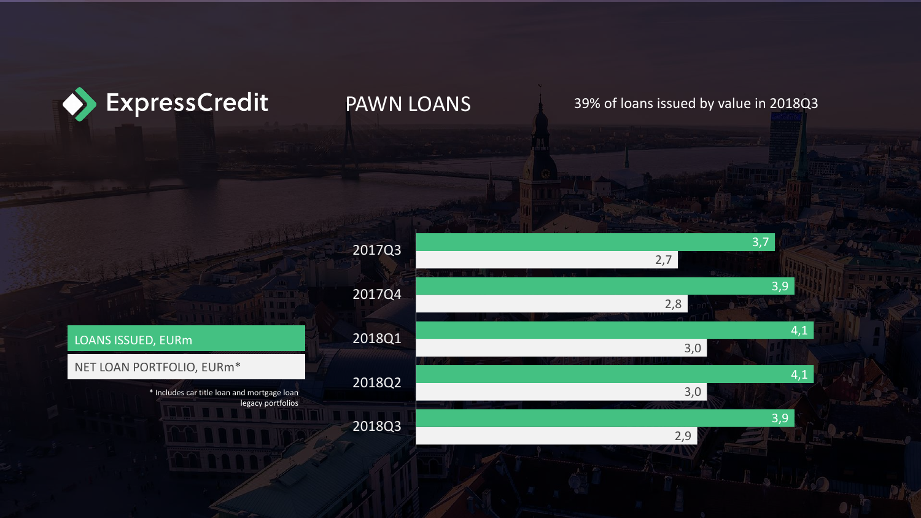ExpressCredit

# PAWN LOANS

39% of loans issued by value in 2018Q3

| Quarter | LOANS ISSUED, EURm | NET LOAN PORTFOLIO, EURm* |
| --- | --- | --- |
| 2017Q3 | 3,7 | 2,7 |
| 2017Q4 | 3,9 | 2,8 |
| 2018Q1 | 4,1 | 3,0 |
| 2018Q2 | 4,1 | 3,0 |
| 2018Q3 | 3,9 | 2,9 |

* Includes car title loan and mortgage loan legacy portfolios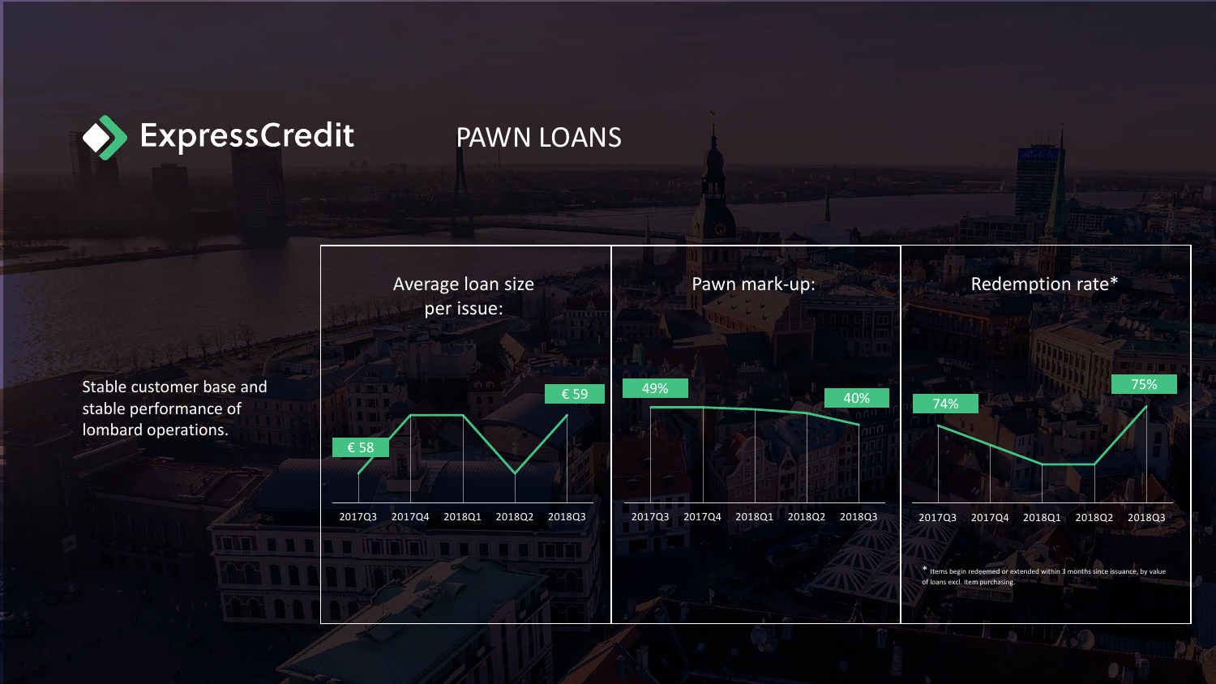# ExpressCredit

## PAWN LOANS

Stable customer base and stable performance of lombard operations.

### Average loan size per issue:

€ 58 (2017Q3) — € 59 (2018Q3)

2017Q3 2017Q4 2018Q1 2018Q2 2018Q3

### Pawn mark-up:

49% (2017Q3) — 40% (2018Q3)

2017Q3 2017Q4 2018Q1 2018Q2 2018Q3

### Redemption rate*

74% (2017Q3) — 75% (2018Q3)

2017Q3 2017Q4 2018Q1 2018Q2 2018Q3

* Items begin redeemed or extended within 3 months since issuance, by value of loans excl. item purchasing.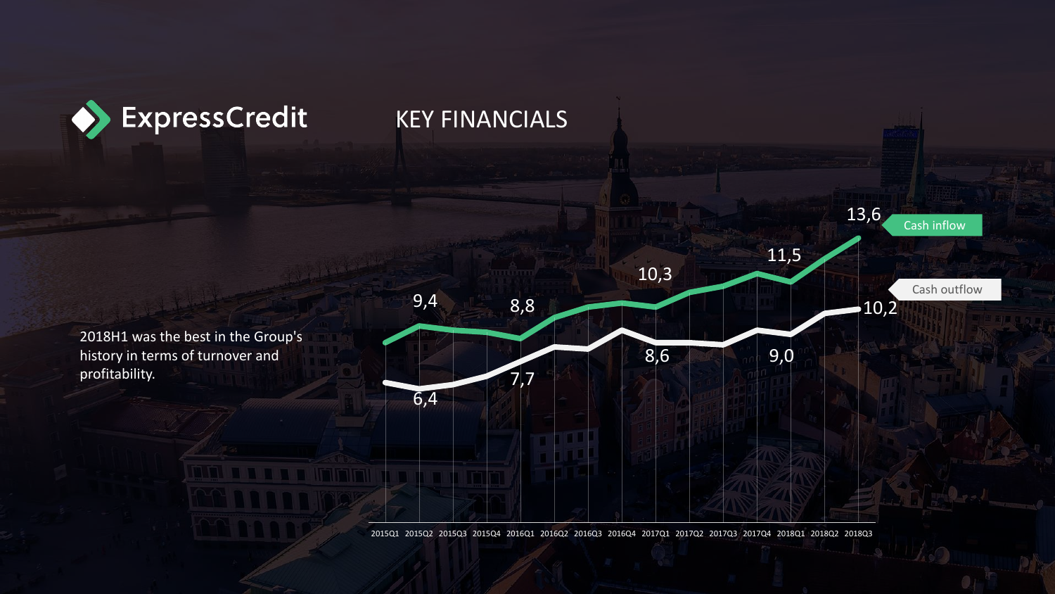# ExpressCredit

## KEY FINANCIALS

2018H1 was the best in the Group's history in terms of turnover and profitability.

Cash inflow

Cash outflow

9,4

8,8

10,3

11,5

13,6

6,4

7,7

8,6

9,0

10,2

2015Q1 2015Q2 2015Q3 2015Q4 2016Q1 2016Q2 2016Q3 2016Q4 2017Q1 2017Q2 2017Q3 2017Q4 2018Q1 2018Q2 2018Q3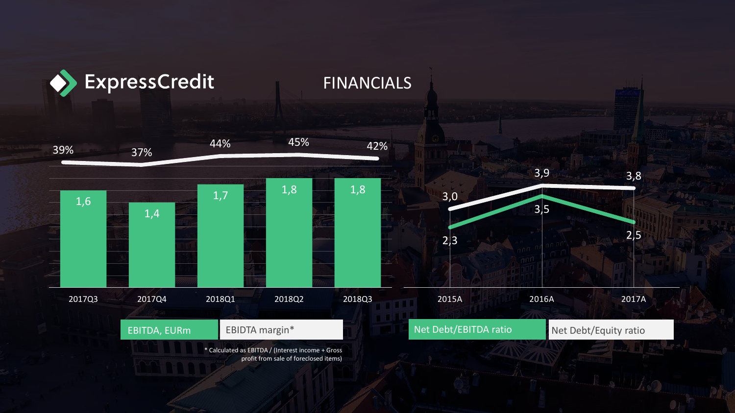# ExpressCredit

## FINANCIALS

| | 2017Q3 | 2017Q4 | 2018Q1 | 2018Q2 | 2018Q3 |
|---|---|---|---|---|---|
| EBITDA, EURm | 1,6 | 1,4 | 1,7 | 1,8 | 1,8 |
| EBIDTA margin* | 39% | 37% | 44% | 45% | 42% |

\* Calculated as EBITDA / (Interest income + Gross profit from sale of foreclosed items)

| | 2015A | 2016A | 2017A |
|---|---|---|---|
| Net Debt/EBITDA ratio | 2,3 | 3,5 | 2,5 |
| Net Debt/Equity ratio | 3,0 | 3,9 | 3,8 |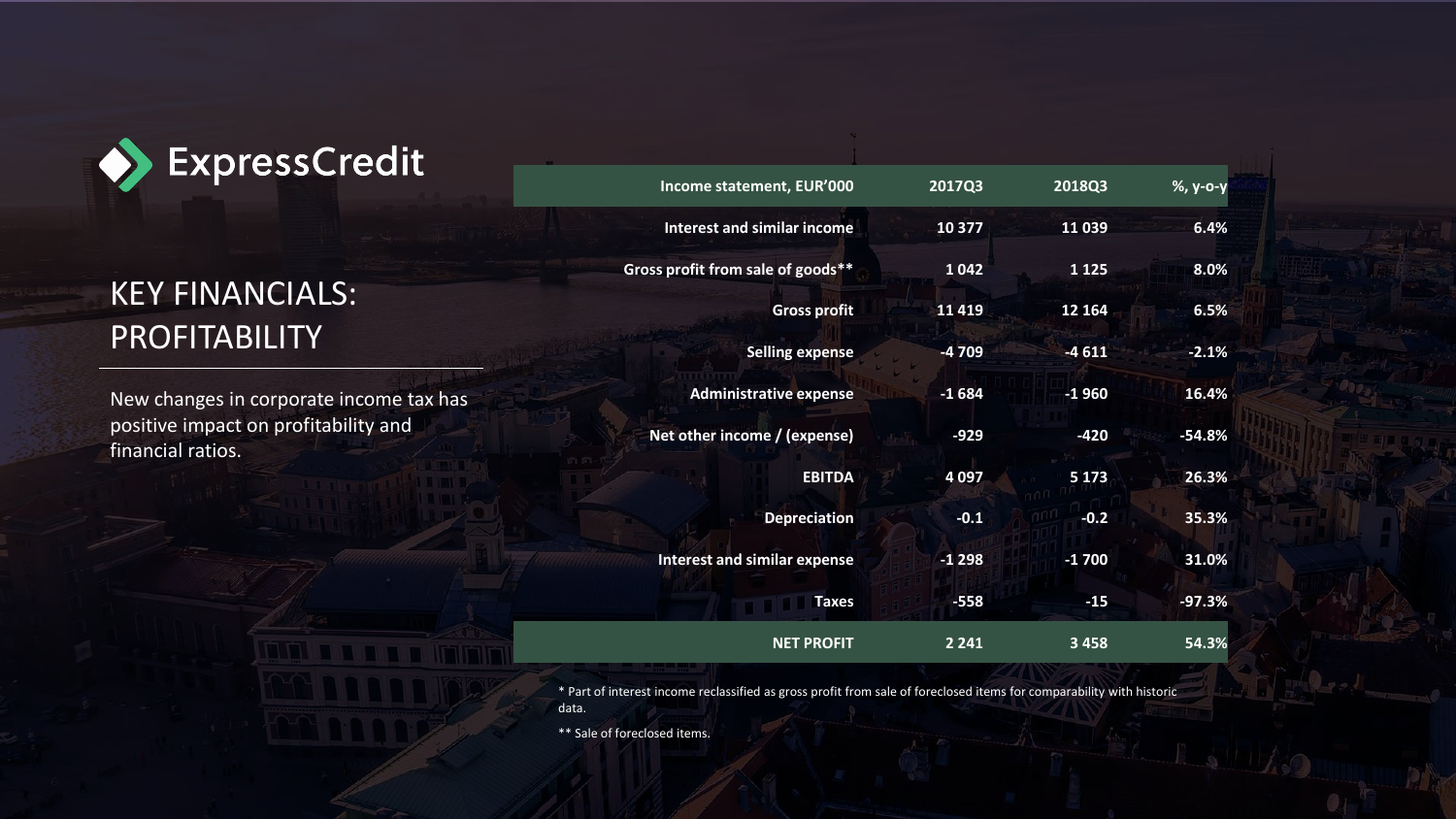ExpressCredit

# KEY FINANCIALS: PROFITABILITY

New changes in corporate income tax has positive impact on profitability and financial ratios.

| Income statement, EUR'000 | 2017Q3 | 2018Q3 | %, y-o-y |
|---|---|---|---|
| Interest and similar income | 10 377 | 11 039 | 6.4% |
| Gross profit from sale of goods** | 1 042 | 1 125 | 8.0% |
| Gross profit | 11 419 | 12 164 | 6.5% |
| Selling expense | -4 709 | -4 611 | -2.1% |
| Administrative expense | -1 684 | -1 960 | 16.4% |
| Net other income / (expense) | -929 | -420 | -54.8% |
| EBITDA | 4 097 | 5 173 | 26.3% |
| Depreciation | -0.1 | -0.2 | 35.3% |
| Interest and similar expense | -1 298 | -1 700 | 31.0% |
| Taxes | -558 | -15 | -97.3% |
| **NET PROFIT** | **2 241** | **3 458** | **54.3%** |

* Part of interest income reclassified as gross profit from sale of foreclosed items for comparability with historic data.

** Sale of foreclosed items.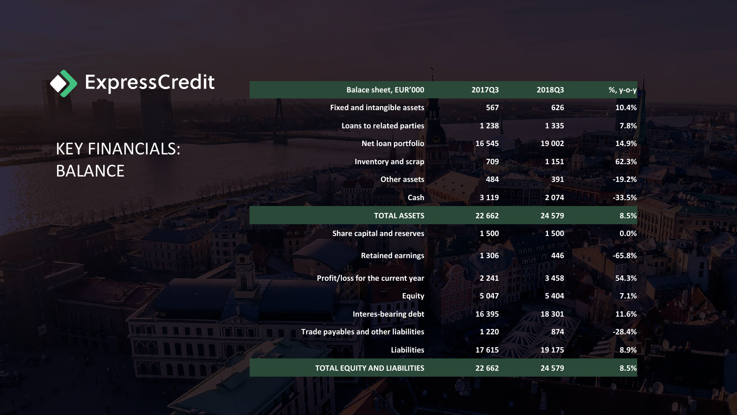ExpressCredit

# KEY FINANCIALS: BALANCE

| Balace sheet, EUR'000 | 2017Q3 | 2018Q3 | %, y-o-y |
|---|---|---|---|
| Fixed and intangible assets | 567 | 626 | 10.4% |
| Loans to related parties | 1 238 | 1 335 | 7.8% |
| Net loan portfolio | 16 545 | 19 002 | 14.9% |
| Inventory and scrap | 709 | 1 151 | 62.3% |
| Other assets | 484 | 391 | -19.2% |
| Cash | 3 119 | 2 074 | -33.5% |
| **TOTAL ASSETS** | **22 662** | **24 579** | **8.5%** |
| Share capital and reserves | 1 500 | 1 500 | 0.0% |
| Retained earnings | 1 306 | 446 | -65.8% |
| Profit/loss for the current year | 2 241 | 3 458 | 54.3% |
| Equity | 5 047 | 5 404 | 7.1% |
| Interes-bearing debt | 16 395 | 18 301 | 11.6% |
| Trade payables and other liabilities | 1 220 | 874 | -28.4% |
| Liabilities | 17 615 | 19 175 | 8.9% |
| **TOTAL EQUITY AND LIABILITIES** | **22 662** | **24 579** | **8.5%** |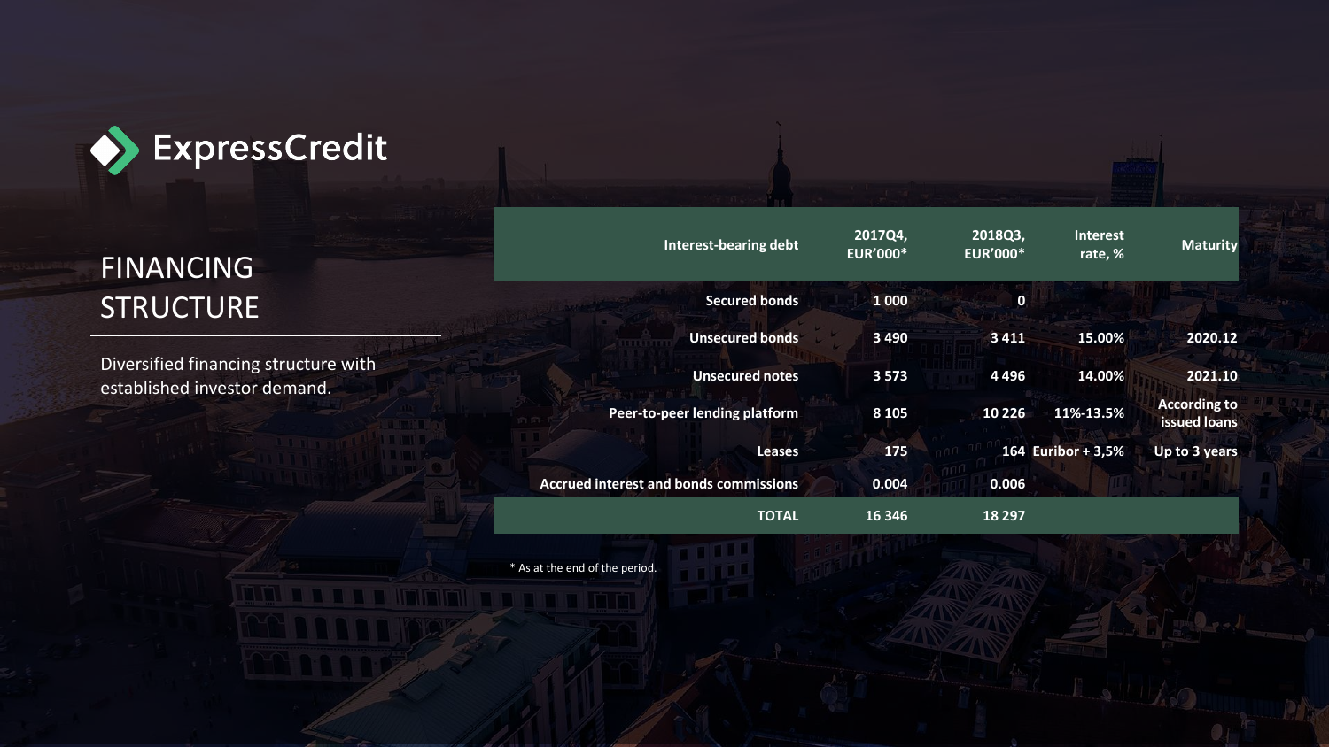ExpressCredit

# FINANCING STRUCTURE

Diversified financing structure with established investor demand.

| Interest-bearing debt | 2017Q4, EUR'000* | 2018Q3, EUR'000* | Interest rate, % | Maturity |
|---|---|---|---|---|
| Secured bonds | 1 000 | 0 | | |
| Unsecured bonds | 3 490 | 3 411 | 15.00% | 2020.12 |
| Unsecured notes | 3 573 | 4 496 | 14.00% | 2021.10 |
| Peer-to-peer lending platform | 8 105 | 10 226 | 11%-13.5% | According to issued loans |
| Leases | 175 | 164 | Euribor + 3,5% | Up to 3 years |
| Accrued interest and bonds commissions | 0.004 | 0.006 | | |
| **TOTAL** | **16 346** | **18 297** | | |

* As at the end of the period.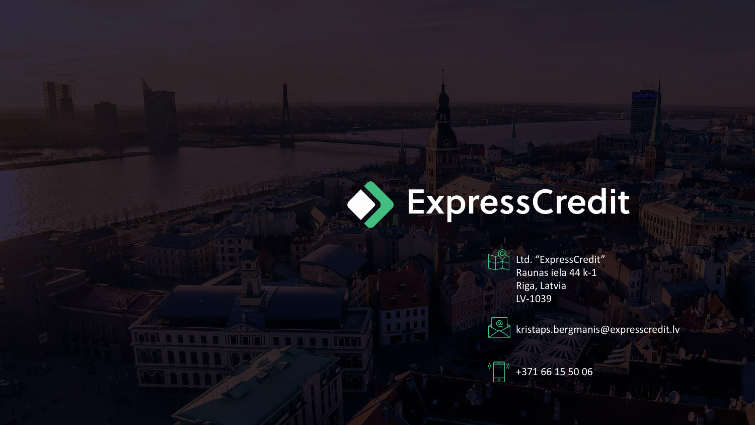# ExpressCredit

Ltd. “ExpressCredit”
Raunas iela 44 k-1
Riga, Latvia
LV-1039

kristaps.bergmanis@expresscredit.lv

+371 66 15 50 06